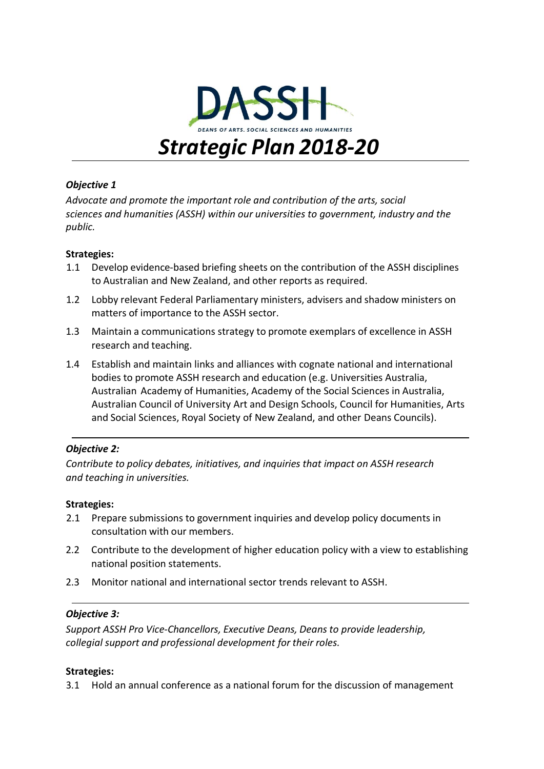DASSH

DEANS OF ARTS, SOCIAL SCIENCES AND HUMANITIES

# *Strategic Plan 2018-20*

### *Objective 1*

*Advocate and promote the important role and contribution of the arts, social sciences and humanities (ASSH) within our universities to government, industry and the public.*

**Strategies:**

1.1 Develop evidence-based briefing sheets on the contribution of the ASSH disciplines to Australian and New Zealand, and other reports as required.

1.2 Lobby relevant Federal Parliamentary ministers, advisers and shadow ministers on matters of importance to the ASSH sector.

1.3 Maintain a communications strategy to promote exemplars of excellence in ASSH research and teaching.

1.4 Establish and maintain links and alliances with cognate national and international bodies to promote ASSH research and education (e.g. Universities Australia, Australian Academy of Humanities, Academy of the Social Sciences in Australia, Australian Council of University Art and Design Schools, Council for Humanities, Arts and Social Sciences, Royal Society of New Zealand, and other Deans Councils).

---

### *Objective 2:*

*Contribute to policy debates, initiatives, and inquiries that impact on ASSH research and teaching in universities.*

**Strategies:**

2.1 Prepare submissions to government inquiries and develop policy documents in consultation with our members.

2.2 Contribute to the development of higher education policy with a view to establishing national position statements.

2.3 Monitor national and international sector trends relevant to ASSH.

---

### *Objective 3:*

*Support ASSH Pro Vice-Chancellors, Executive Deans, Deans to provide leadership, collegial support and professional development for their roles.*

**Strategies:**

3.1 Hold an annual conference as a national forum for the discussion of management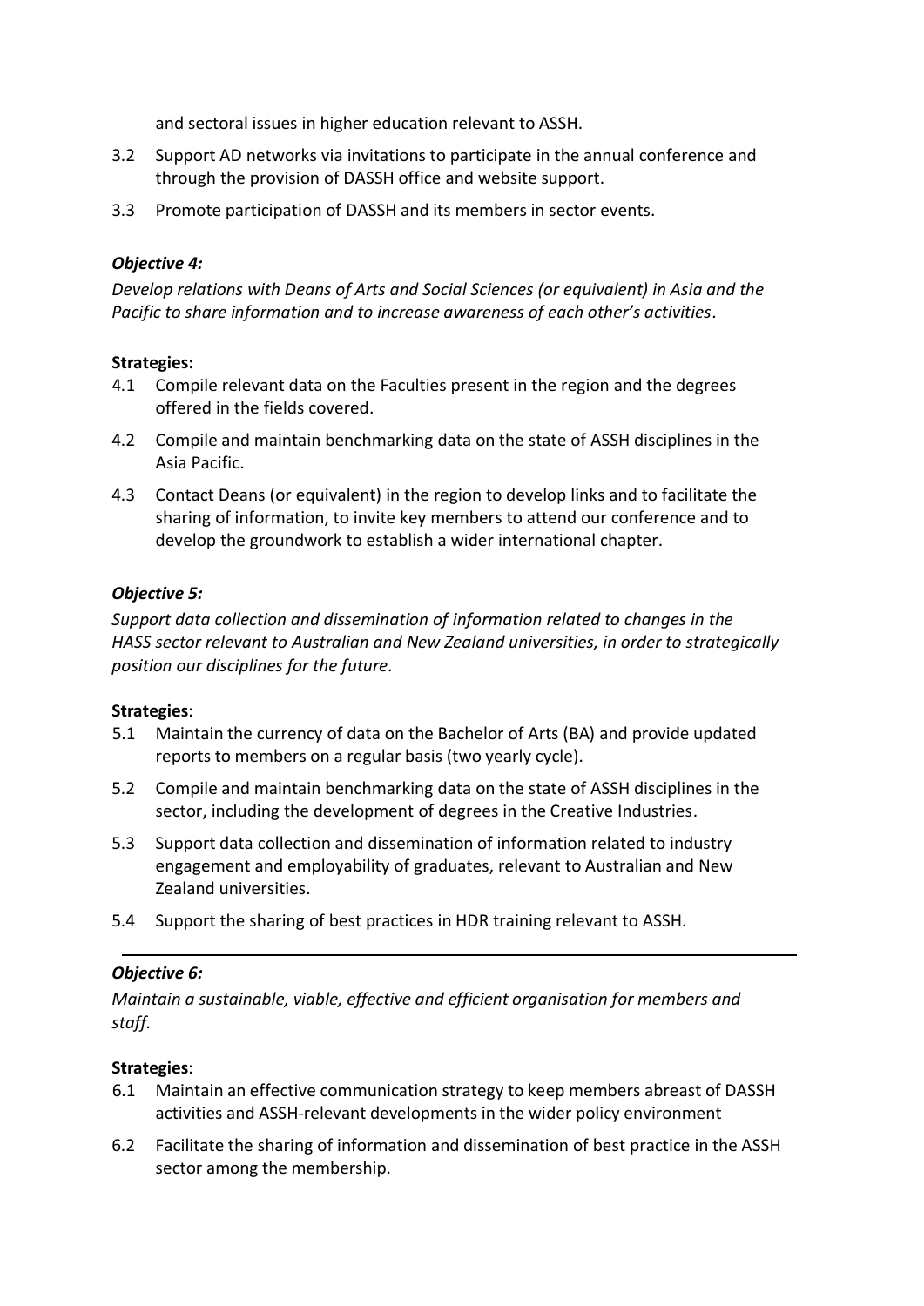and sectoral issues in higher education relevant to ASSH.

3.2 Support AD networks via invitations to participate in the annual conference and through the provision of DASSH office and website support.

3.3 Promote participation of DASSH and its members in sector events.

---

***Objective 4:***

*Develop relations with Deans of Arts and Social Sciences (or equivalent) in Asia and the Pacific to share information and to increase awareness of each other's activities.*

**Strategies:**

4.1 Compile relevant data on the Faculties present in the region and the degrees offered in the fields covered.

4.2 Compile and maintain benchmarking data on the state of ASSH disciplines in the Asia Pacific.

4.3 Contact Deans (or equivalent) in the region to develop links and to facilitate the sharing of information, to invite key members to attend our conference and to develop the groundwork to establish a wider international chapter.

---

***Objective 5:***

*Support data collection and dissemination of information related to changes in the HASS sector relevant to Australian and New Zealand universities, in order to strategically position our disciplines for the future.*

**Strategies**:

5.1 Maintain the currency of data on the Bachelor of Arts (BA) and provide updated reports to members on a regular basis (two yearly cycle).

5.2 Compile and maintain benchmarking data on the state of ASSH disciplines in the sector, including the development of degrees in the Creative Industries.

5.3 Support data collection and dissemination of information related to industry engagement and employability of graduates, relevant to Australian and New Zealand universities.

5.4 Support the sharing of best practices in HDR training relevant to ASSH.

---

***Objective 6:***

*Maintain a sustainable, viable, effective and efficient organisation for members and staff.*

**Strategies**:

6.1 Maintain an effective communication strategy to keep members abreast of DASSH activities and ASSH-relevant developments in the wider policy environment

6.2 Facilitate the sharing of information and dissemination of best practice in the ASSH sector among the membership.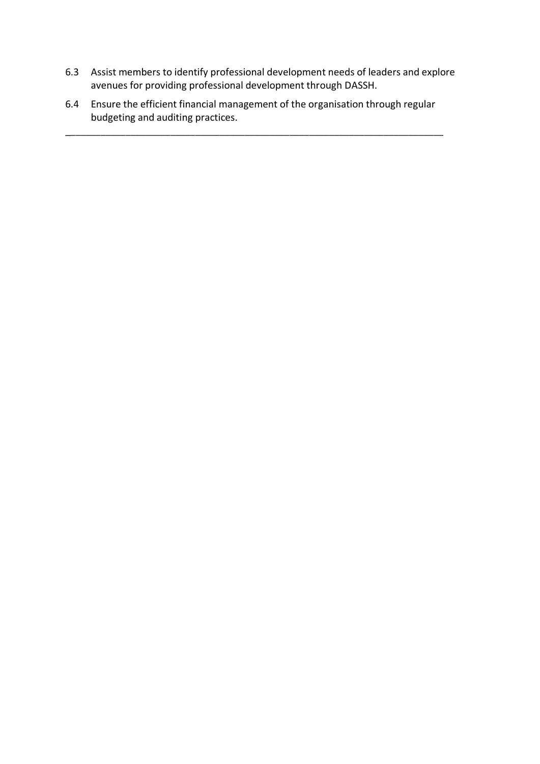6.3 Assist members to identify professional development needs of leaders and explore avenues for providing professional development through DASSH.

6.4 Ensure the efficient financial management of the organisation through regular budgeting and auditing practices.

---